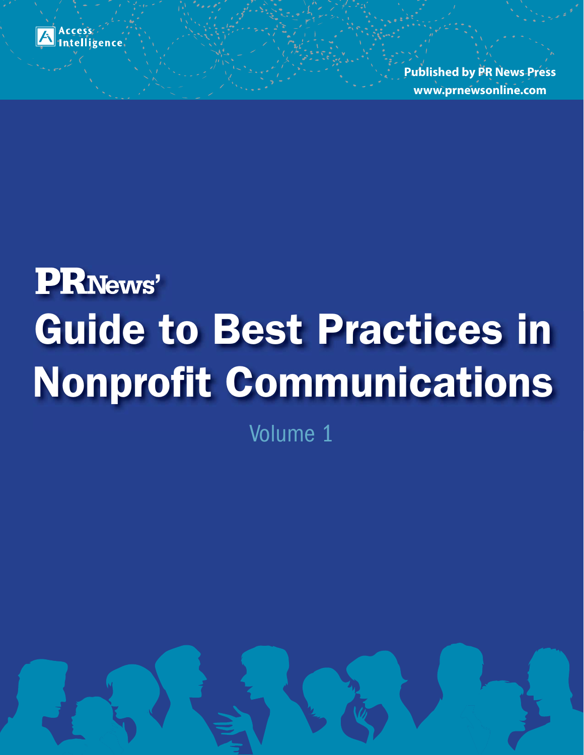Access Intelligence

**Published by PR News Press**
**www.prnewsonline.com**

# PRNews' Guide to Best Practices in Nonprofit Communications

Volume 1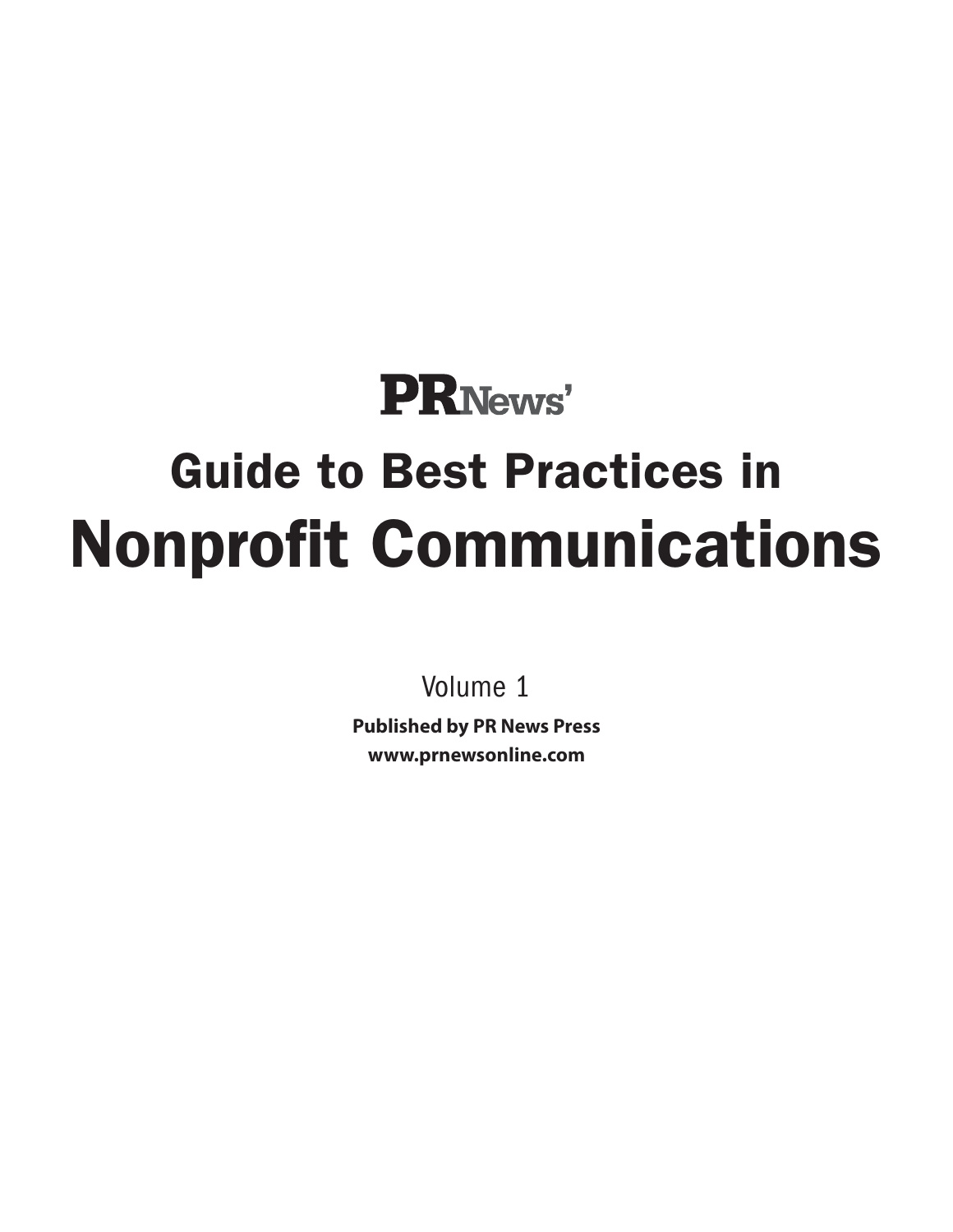**PRNews'**

# Guide to Best Practices in
# Nonprofit Communications

Volume 1

**Published by PR News Press**
**www.prnewsonline.com**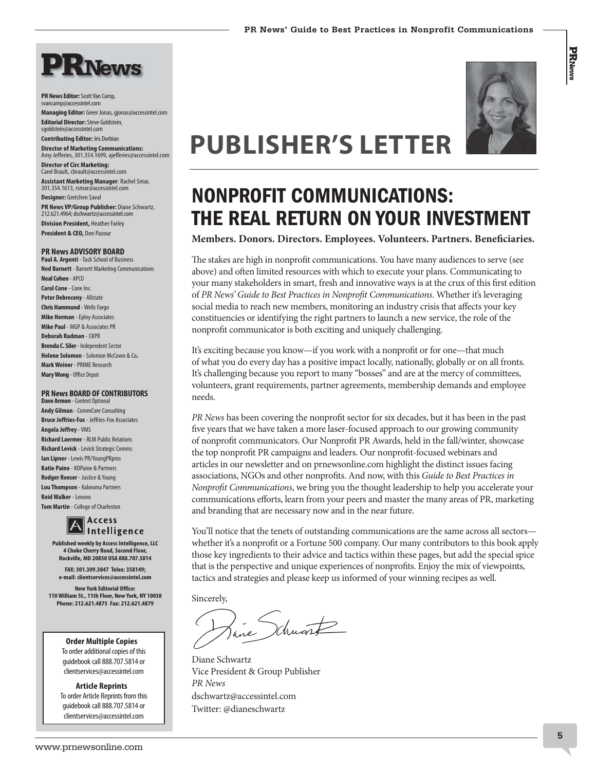# PUBLISHER'S LETTER

## NONPROFIT COMMUNICATIONS: THE REAL RETURN ON YOUR INVESTMENT

**Members. Donors. Directors. Employees. Volunteers. Partners. Beneficiaries.**

The stakes are high in nonprofit communications. You have many audiences to serve (see above) and often limited resources with which to execute your plans. Communicating to your many stakeholders in smart, fresh and innovative ways is at the crux of this first edition of *PR News' Guide to Best Practices in Nonprofit Communications*. Whether it's leveraging social media to reach new members, monitoring an industry crisis that affects your key constituencies or identifying the right partners to launch a new service, the role of the nonprofit communicator is both exciting and uniquely challenging.

It's exciting because you know—if you work with a nonprofit or for one—that much of what you do every day has a positive impact locally, nationally, globally or on all fronts. It's challenging because you report to many "bosses" and are at the mercy of committees, volunteers, grant requirements, partner agreements, membership demands and employee needs.

*PR News* has been covering the nonprofit sector for six decades, but it has been in the past five years that we have taken a more laser-focused approach to our growing community of nonprofit communicators. Our Nonprofit PR Awards, held in the fall/winter, showcase the top nonprofit PR campaigns and leaders. Our nonprofit-focused webinars and articles in our newsletter and on prnewsonline.com highlight the distinct issues facing associations, NGOs and other nonprofits. And now, with this *Guide to Best Practices in Nonprofit Communications*, we bring you the thought leadership to help you accelerate your communications efforts, learn from your peers and master the many areas of PR, marketing and branding that are necessary now and in the near future.

You'll notice that the tenets of outstanding communications are the same across all sectors—whether it's a nonprofit or a Fortune 500 company. Our many contributors to this book apply those key ingredients to their advice and tactics within these pages, but add the special spice that is the perspective and unique experiences of nonprofits. Enjoy the mix of viewpoints, tactics and strategies and please keep us informed of your winning recipes as well.

Sincerely,

Diane Schwartz
Vice President & Group Publisher
*PR News*
dschwartz@accessintel.com
Twitter: @dianeschwartz

---

**PR News**

**PR News Editor:** Scott Van Camp, svancamp@accessintel.com
**Managing Editor:** Greer Jonas, gjonas@accessintel.com
**Editorial Director:** Steve Goldstein, sgoldstein@accessintel.com
**Contributing Editor:** Iris Dorbian
**Director of Marketing Communications:** Amy Jefferies, 301.354.1699, ajefferies@accessintel.com
**Director of Circ Marketing:** Carol Brault, cbrault@accessintel.com
**Assistant Marketing Manager:** Rachel Smar, 301.354.1613, rsmar@accessintel.com
**Designer:** Gretchen Saval
**PR News VP/Group Publisher:** Diane Schwartz, 212.621.4964; dschwartz@accessintel.com
**Division President,** Heather Farley
**President & CEO,** Don Pazour

**PR News ADVISORY BOARD**

**Paul A. Argenti** - Tuck School of Business
**Ned Barnett** - Barnett Marketing Communications
**Neal Cohen** - APCO
**Carol Cone** - Cone Inc.
**Peter Debreceny** - Allstate
**Chris Hammond** - Wells Fargo
**Mike Herman** - Epley Associates
**Mike Paul** - MGP & Associates PR
**Deborah Radman** - CKPR
**Brenda C. Siler** - Independent Sector
**Helene Solomon** - Solomon McCown & Co.
**Mark Weiner** - PRIME Research
**Mary Wong** - Office Depot

**PR News BOARD OF CONTRIBUTORS**

**Dave Armon** - Context Optional
**Andy Gilman** - CommCore Consulting
**Bruce Jeffries-Fox** - Jeffries-Fox Associates
**Angela Jeffrey** - VMS
**Richard Laermer** - RLM Public Relations
**Richard Levick** - Levick Strategic Comms
**Ian Lipner** - Lewis PR/YoungPRpros
**Katie Paine** - KDPaine & Partners
**Rodger Roeser** - Justice & Young
**Lou Thompson** - Kalorama Partners
**Reid Walker** - Lenovo
**Tom Martin** - College of Charleston

**Access Intelligence**

**Published weekly by Access Intelligence, LLC**
**4 Choke Cherry Road, Second Floor, Rockville, MD 20850 USA 888.707.5814**

**FAX: 301.309.3847 Telex: 358149; e-mail: clientservices@accessintel.com**

**New York Editorial Office:**
**110 William St., 11th Floor, New York, NY 10038**
**Phone: 212.621.4875 Fax: 212.621.4879**

**Order Multiple Copies**
To order additional copies of this guidebook call 888.707.5814 or clientservices@accessintel.com

**Article Reprints**
To order Article Reprints from this guidebook call 888.707.5814 or clientservices@accessintel.com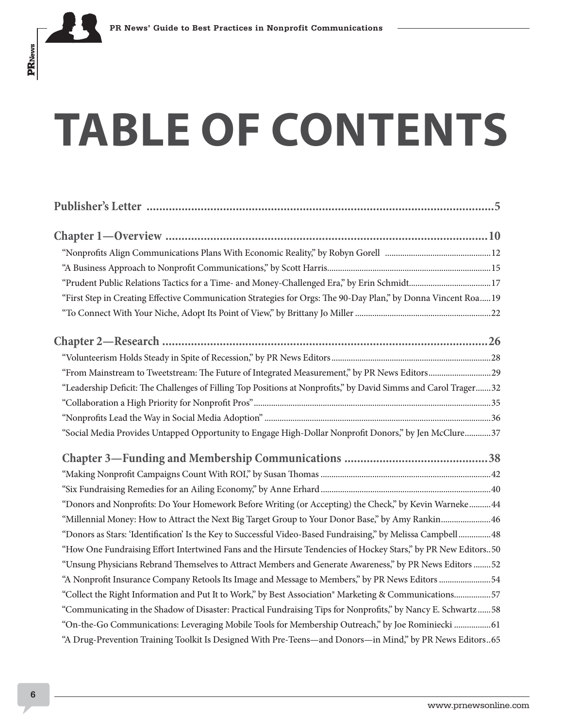# TABLE OF CONTENTS

**Publisher's Letter** ....................................................................................................5

**Chapter 1—Overview** ....................................................................................................10

"Nonprofits Align Communications Plans With Economic Reality," by Robyn Gorell ....................12

"A Business Approach to Nonprofit Communications," by Scott Harris....................15

"Prudent Public Relations Tactics for a Time- and Money-Challenged Era," by Erin Schmidt....................17

"First Step in Creating Effective Communication Strategies for Orgs: The 90-Day Plan," by Donna Vincent Roa.....19

"To Connect With Your Niche, Adopt Its Point of View," by Brittany Jo Miller ....................22

**Chapter 2—Research** ....................................................................................................26

"Volunteerism Holds Steady in Spite of Recession," by PR News Editors....................28

"From Mainstream to Tweetstream: The Future of Integrated Measurement," by PR News Editors....................29

"Leadership Deficit: The Challenges of Filling Top Positions at Nonprofits," by David Simms and Carol Trager.......32

"Collaboration a High Priority for Nonprofit Pros"....................35

"Nonprofits Lead the Way in Social Media Adoption" ....................36

"Social Media Provides Untapped Opportunity to Engage High-Dollar Nonprofit Donors," by Jen McClure...........37

**Chapter 3—Funding and Membership Communications** ....................................38

"Making Nonprofit Campaigns Count With ROI," by Susan Thomas ....................42

"Six Fundraising Remedies for an Ailing Economy," by Anne Erhard ....................40

"Donors and Nonprofits: Do Your Homework Before Writing (or Accepting) the Check," by Kevin Warneke..........44

"Millennial Money: How to Attract the Next Big Target Group to Your Donor Base," by Amy Rankin....................46

"Donors as Stars: 'Identification' Is the Key to Successful Video-Based Fundraising," by Melissa Campbell..............48

"How One Fundraising Effort Intertwined Fans and the Hirsute Tendencies of Hockey Stars," by PR New Editors..50

"Unsung Physicians Rebrand Themselves to Attract Members and Generate Awareness," by PR News Editors ........52

"A Nonprofit Insurance Company Retools Its Image and Message to Members," by PR News Editors ....................54

"Collect the Right Information and Put It to Work," by Best Association® Marketing & Communications................57

"Communicating in the Shadow of Disaster: Practical Fundraising Tips for Nonprofits," by Nancy E. Schwartz......58

"On-the-Go Communications: Leveraging Mobile Tools for Membership Outreach," by Joe Rominiecki ................61

"A Drug-Prevention Training Toolkit Is Designed With Pre-Teens—and Donors—in Mind," by PR News Editors..65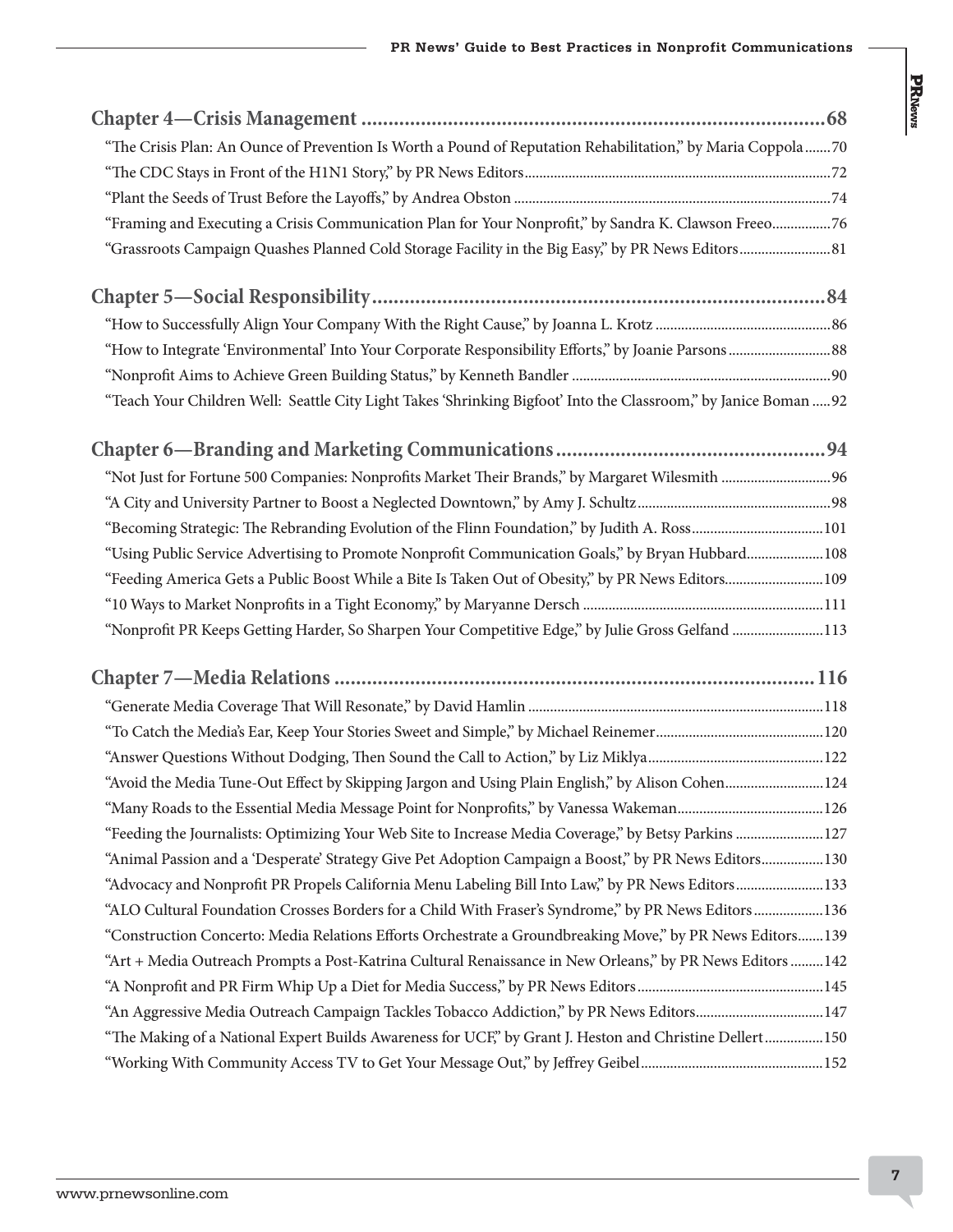## Chapter 4—Crisis Management ........................................................................68

"The Crisis Plan: An Ounce of Prevention Is Worth a Pound of Reputation Rehabilitation," by Maria Coppola .......70

"The CDC Stays in Front of the H1N1 Story," by PR News Editors ....................................72

"Plant the Seeds of Trust Before the Layoffs," by Andrea Obston ....................................74

"Framing and Executing a Crisis Communication Plan for Your Nonprofit," by Sandra K. Clawson Freeo ................76

"Grassroots Campaign Quashes Planned Cold Storage Facility in the Big Easy," by PR News Editors .........................81

## Chapter 5—Social Responsibility ........................................................................84

"How to Successfully Align Your Company With the Right Cause," by Joanna L. Krotz ....................................86

"How to Integrate 'Environmental' Into Your Corporate Responsibility Efforts," by Joanie Parsons ............................88

"Nonprofit Aims to Achieve Green Building Status," by Kenneth Bandler ....................................90

"Teach Your Children Well: Seattle City Light Takes 'Shrinking Bigfoot' Into the Classroom," by Janice Boman .....92

## Chapter 6—Branding and Marketing Communications ....................................94

"Not Just for Fortune 500 Companies: Nonprofits Market Their Brands," by Margaret Wilesmith ..............................96

"A City and University Partner to Boost a Neglected Downtown," by Amy J. Schultz ....................................98

"Becoming Strategic: The Rebranding Evolution of the Flinn Foundation," by Judith A. Ross ....................................101

"Using Public Service Advertising to Promote Nonprofit Communication Goals," by Bryan Hubbard .....................108

"Feeding America Gets a Public Boost While a Bite Is Taken Out of Obesity," by PR News Editors ...........................109

"10 Ways to Market Nonprofits in a Tight Economy," by Maryanne Dersch ....................................111

"Nonprofit PR Keeps Getting Harder, So Sharpen Your Competitive Edge," by Julie Gross Gelfand .........................113

## Chapter 7—Media Relations ........................................................................116

"Generate Media Coverage That Will Resonate," by David Hamlin ....................................118

"To Catch the Media's Ear, Keep Your Stories Sweet and Simple," by Michael Reinemer ....................................120

"Answer Questions Without Dodging, Then Sound the Call to Action," by Liz Miklya ....................................122

"Avoid the Media Tune-Out Effect by Skipping Jargon and Using Plain English," by Alison Cohen ...........................124

"Many Roads to the Essential Media Message Point for Nonprofits," by Vanessa Wakeman ....................................126

"Feeding the Journalists: Optimizing Your Web Site to Increase Media Coverage," by Betsy Parkins ........................127

"Animal Passion and a 'Desperate' Strategy Give Pet Adoption Campaign a Boost," by PR News Editors .................130

"Advocacy and Nonprofit PR Propels California Menu Labeling Bill Into Law," by PR News Editors ........................133

"ALO Cultural Foundation Crosses Borders for a Child With Fraser's Syndrome," by PR News Editors ...................136

"Construction Concerto: Media Relations Efforts Orchestrate a Groundbreaking Move," by PR News Editors .......139

"Art + Media Outreach Prompts a Post-Katrina Cultural Renaissance in New Orleans," by PR News Editors .........142

"A Nonprofit and PR Firm Whip Up a Diet for Media Success," by PR News Editors ....................................145

"An Aggressive Media Outreach Campaign Tackles Tobacco Addiction," by PR News Editors ....................................147

"The Making of a National Expert Builds Awareness for UCF," by Grant J. Heston and Christine Dellert ................150

"Working With Community Access TV to Get Your Message Out," by Jeffrey Geibel ....................................152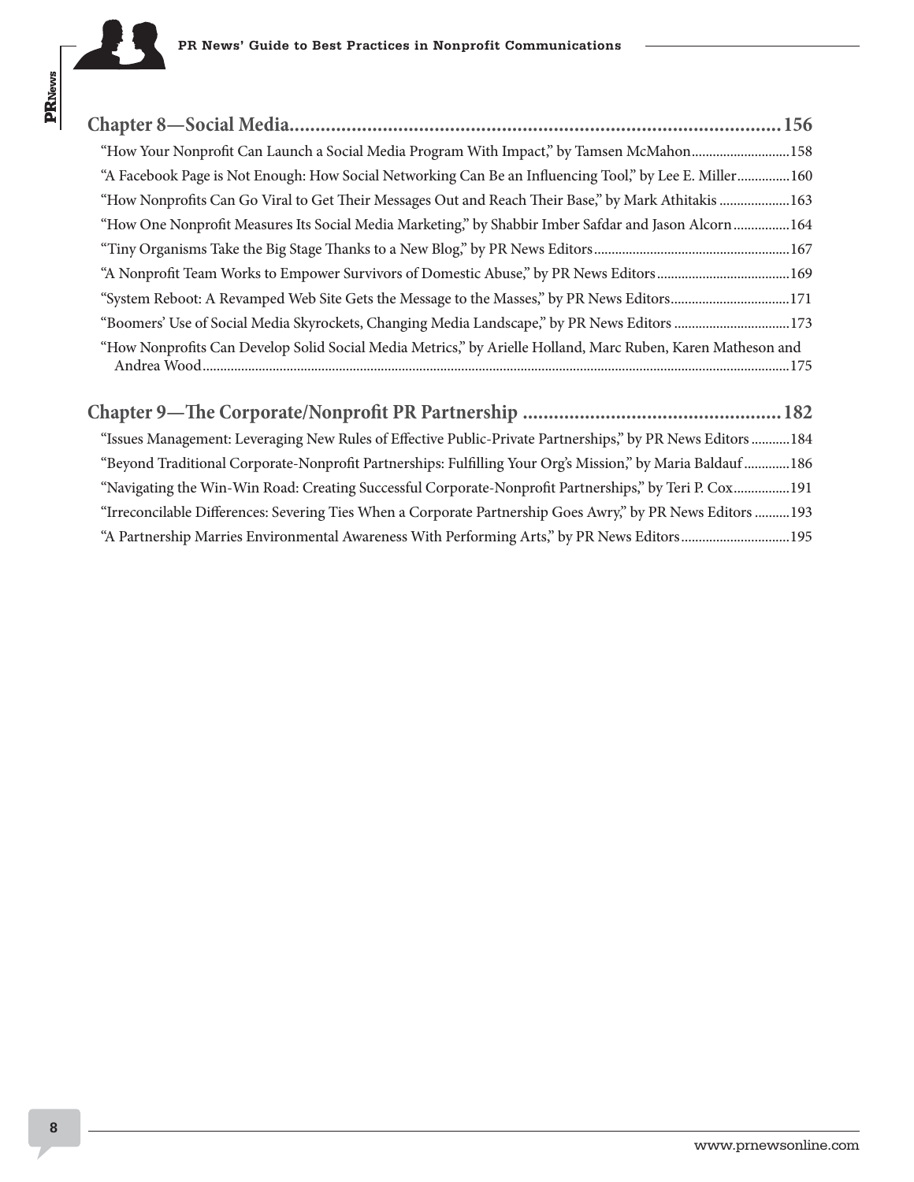**Chapter 8—Social Media....156**

"How Your Nonprofit Can Launch a Social Media Program With Impact," by Tamsen McMahon....158

"A Facebook Page is Not Enough: How Social Networking Can Be an Influencing Tool," by Lee E. Miller....160

"How Nonprofits Can Go Viral to Get Their Messages Out and Reach Their Base," by Mark Athitakis....163

"How One Nonprofit Measures Its Social Media Marketing," by Shabbir Imber Safdar and Jason Alcorn....164

"Tiny Organisms Take the Big Stage Thanks to a New Blog," by PR News Editors....167

"A Nonprofit Team Works to Empower Survivors of Domestic Abuse," by PR News Editors....169

"System Reboot: A Revamped Web Site Gets the Message to the Masses," by PR News Editors....171

"Boomers' Use of Social Media Skyrockets, Changing Media Landscape," by PR News Editors....173

"How Nonprofits Can Develop Solid Social Media Metrics," by Arielle Holland, Marc Ruben, Karen Matheson and Andrea Wood....175

**Chapter 9—The Corporate/Nonprofit PR Partnership....182**

"Issues Management: Leveraging New Rules of Effective Public-Private Partnerships," by PR News Editors....184

"Beyond Traditional Corporate-Nonprofit Partnerships: Fulfilling Your Org's Mission," by Maria Baldauf....186

"Navigating the Win-Win Road: Creating Successful Corporate-Nonprofit Partnerships," by Teri P. Cox....191

"Irreconcilable Differences: Severing Ties When a Corporate Partnership Goes Awry," by PR News Editors....193

"A Partnership Marries Environmental Awareness With Performing Arts," by PR News Editors....195